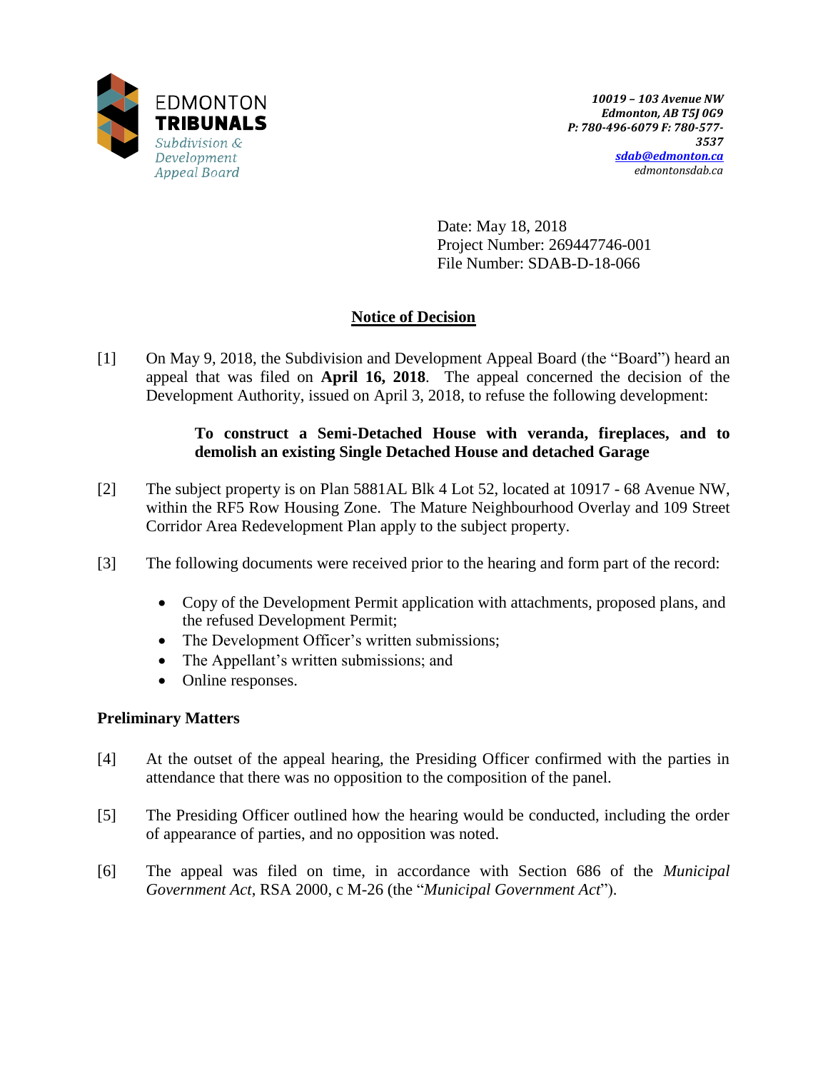EDMONTON
**TRIBUNALS**
*Subdivision & Development Appeal Board*

***10019 – 103 Avenue NW***
***Edmonton, AB T5J 0G9***
***P: 780-496-6079 F: 780-577-3537***
***sdab@edmonton.ca***
*edmontonsdab.ca*

Date: May 18, 2018
Project Number: 269447746-001
File Number: SDAB-D-18-066

## Notice of Decision

[1] On May 9, 2018, the Subdivision and Development Appeal Board (the "Board") heard an appeal that was filed on **April 16, 2018**. The appeal concerned the decision of the Development Authority, issued on April 3, 2018, to refuse the following development:

> **To construct a Semi-Detached House with veranda, fireplaces, and to demolish an existing Single Detached House and detached Garage**

[2] The subject property is on Plan 5881AL Blk 4 Lot 52, located at 10917 - 68 Avenue NW, within the RF5 Row Housing Zone. The Mature Neighbourhood Overlay and 109 Street Corridor Area Redevelopment Plan apply to the subject property.

[3] The following documents were received prior to the hearing and form part of the record:

- Copy of the Development Permit application with attachments, proposed plans, and the refused Development Permit;
- The Development Officer's written submissions;
- The Appellant's written submissions; and
- Online responses.

### Preliminary Matters

[4] At the outset of the appeal hearing, the Presiding Officer confirmed with the parties in attendance that there was no opposition to the composition of the panel.

[5] The Presiding Officer outlined how the hearing would be conducted, including the order of appearance of parties, and no opposition was noted.

[6] The appeal was filed on time, in accordance with Section 686 of the *Municipal Government Act*, RSA 2000, c M-26 (the "*Municipal Government Act*").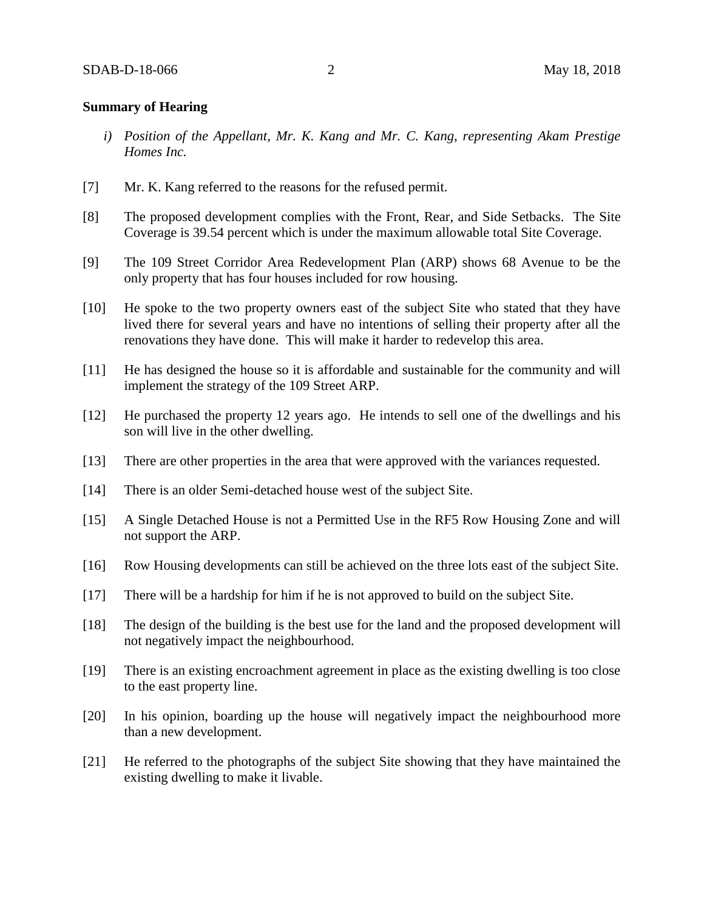**Summary of Hearing**

*i) Position of the Appellant, Mr. K. Kang and Mr. C. Kang, representing Akam Prestige Homes Inc.*

[7] Mr. K. Kang referred to the reasons for the refused permit.

[8] The proposed development complies with the Front, Rear, and Side Setbacks. The Site Coverage is 39.54 percent which is under the maximum allowable total Site Coverage.

[9] The 109 Street Corridor Area Redevelopment Plan (ARP) shows 68 Avenue to be the only property that has four houses included for row housing.

[10] He spoke to the two property owners east of the subject Site who stated that they have lived there for several years and have no intentions of selling their property after all the renovations they have done. This will make it harder to redevelop this area.

[11] He has designed the house so it is affordable and sustainable for the community and will implement the strategy of the 109 Street ARP.

[12] He purchased the property 12 years ago. He intends to sell one of the dwellings and his son will live in the other dwelling.

[13] There are other properties in the area that were approved with the variances requested.

[14] There is an older Semi-detached house west of the subject Site.

[15] A Single Detached House is not a Permitted Use in the RF5 Row Housing Zone and will not support the ARP.

[16] Row Housing developments can still be achieved on the three lots east of the subject Site.

[17] There will be a hardship for him if he is not approved to build on the subject Site.

[18] The design of the building is the best use for the land and the proposed development will not negatively impact the neighbourhood.

[19] There is an existing encroachment agreement in place as the existing dwelling is too close to the east property line.

[20] In his opinion, boarding up the house will negatively impact the neighbourhood more than a new development.

[21] He referred to the photographs of the subject Site showing that they have maintained the existing dwelling to make it livable.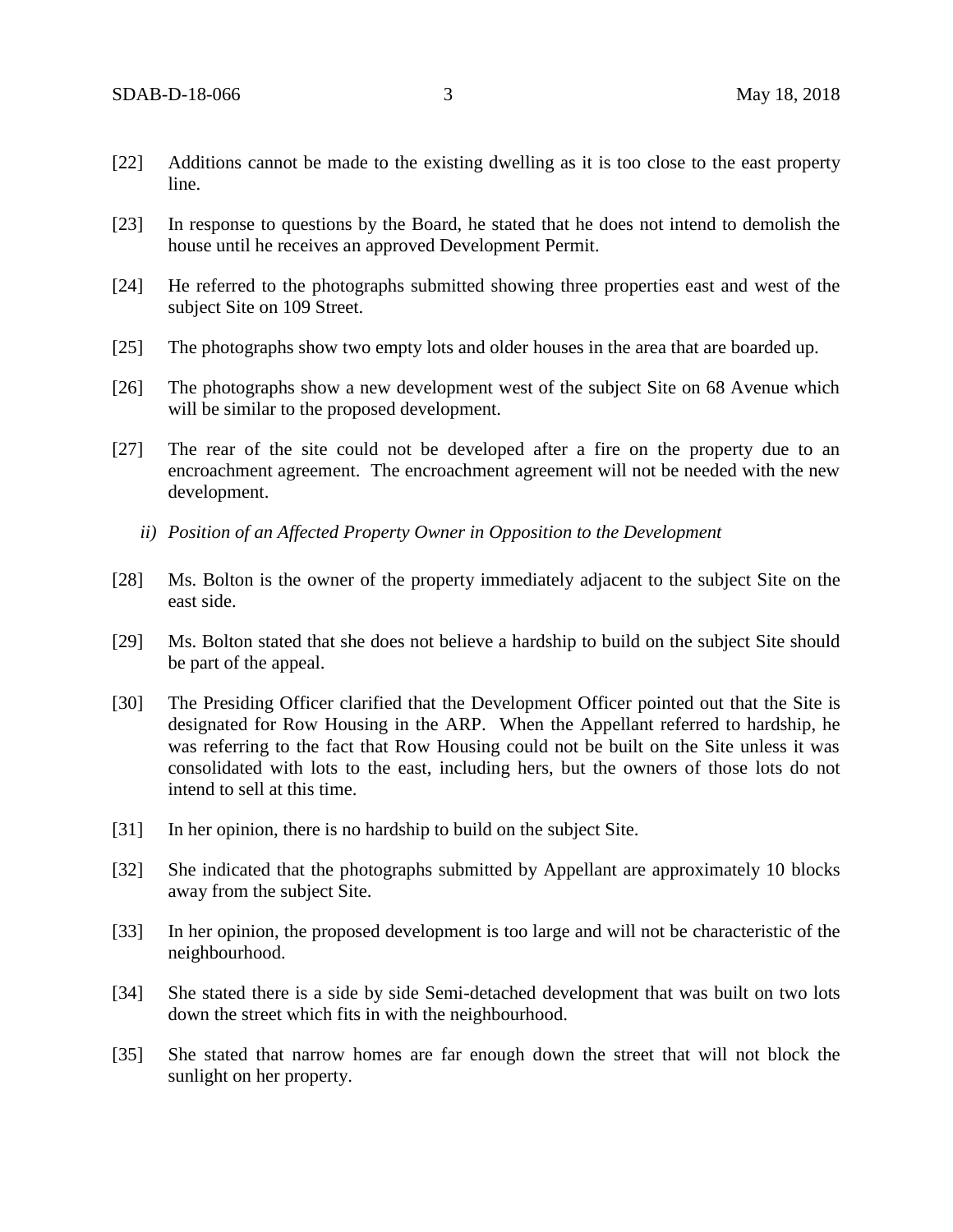[22] Additions cannot be made to the existing dwelling as it is too close to the east property line.

[23] In response to questions by the Board, he stated that he does not intend to demolish the house until he receives an approved Development Permit.

[24] He referred to the photographs submitted showing three properties east and west of the subject Site on 109 Street.

[25] The photographs show two empty lots and older houses in the area that are boarded up.

[26] The photographs show a new development west of the subject Site on 68 Avenue which will be similar to the proposed development.

[27] The rear of the site could not be developed after a fire on the property due to an encroachment agreement. The encroachment agreement will not be needed with the new development.

*ii) Position of an Affected Property Owner in Opposition to the Development*

[28] Ms. Bolton is the owner of the property immediately adjacent to the subject Site on the east side.

[29] Ms. Bolton stated that she does not believe a hardship to build on the subject Site should be part of the appeal.

[30] The Presiding Officer clarified that the Development Officer pointed out that the Site is designated for Row Housing in the ARP. When the Appellant referred to hardship, he was referring to the fact that Row Housing could not be built on the Site unless it was consolidated with lots to the east, including hers, but the owners of those lots do not intend to sell at this time.

[31] In her opinion, there is no hardship to build on the subject Site.

[32] She indicated that the photographs submitted by Appellant are approximately 10 blocks away from the subject Site.

[33] In her opinion, the proposed development is too large and will not be characteristic of the neighbourhood.

[34] She stated there is a side by side Semi-detached development that was built on two lots down the street which fits in with the neighbourhood.

[35] She stated that narrow homes are far enough down the street that will not block the sunlight on her property.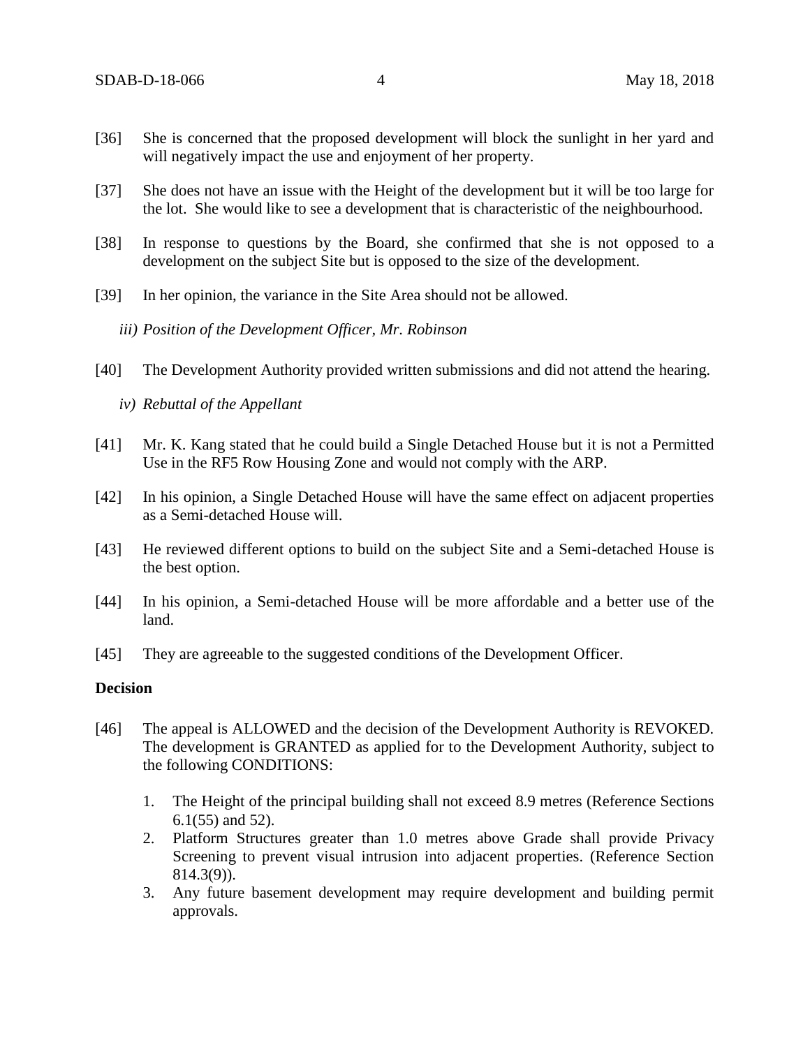[36] She is concerned that the proposed development will block the sunlight in her yard and will negatively impact the use and enjoyment of her property.

[37] She does not have an issue with the Height of the development but it will be too large for the lot. She would like to see a development that is characteristic of the neighbourhood.

[38] In response to questions by the Board, she confirmed that she is not opposed to a development on the subject Site but is opposed to the size of the development.

[39] In her opinion, the variance in the Site Area should not be allowed.

*iii) Position of the Development Officer, Mr. Robinson*

[40] The Development Authority provided written submissions and did not attend the hearing.

*iv) Rebuttal of the Appellant*

[41] Mr. K. Kang stated that he could build a Single Detached House but it is not a Permitted Use in the RF5 Row Housing Zone and would not comply with the ARP.

[42] In his opinion, a Single Detached House will have the same effect on adjacent properties as a Semi-detached House will.

[43] He reviewed different options to build on the subject Site and a Semi-detached House is the best option.

[44] In his opinion, a Semi-detached House will be more affordable and a better use of the land.

[45] They are agreeable to the suggested conditions of the Development Officer.

**Decision**

[46] The appeal is ALLOWED and the decision of the Development Authority is REVOKED. The development is GRANTED as applied for to the Development Authority, subject to the following CONDITIONS:

1. The Height of the principal building shall not exceed 8.9 metres (Reference Sections 6.1(55) and 52).
2. Platform Structures greater than 1.0 metres above Grade shall provide Privacy Screening to prevent visual intrusion into adjacent properties. (Reference Section 814.3(9)).
3. Any future basement development may require development and building permit approvals.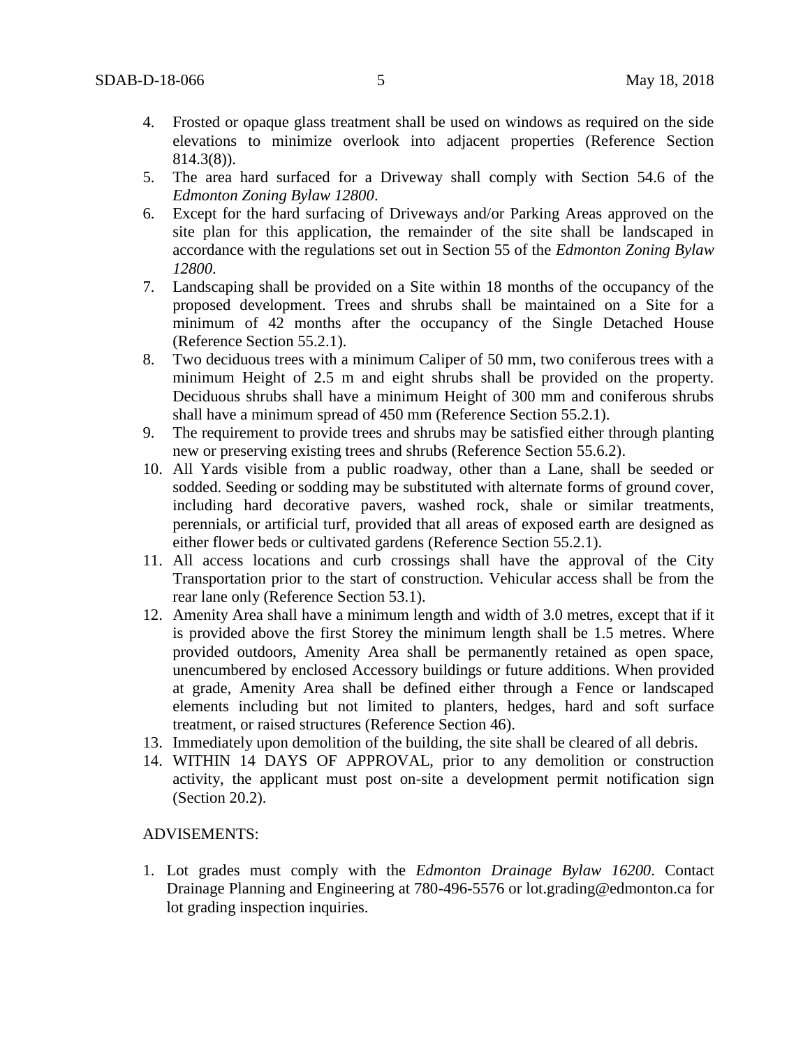4. Frosted or opaque glass treatment shall be used on windows as required on the side elevations to minimize overlook into adjacent properties (Reference Section 814.3(8)).
5. The area hard surfaced for a Driveway shall comply with Section 54.6 of the *Edmonton Zoning Bylaw 12800*.
6. Except for the hard surfacing of Driveways and/or Parking Areas approved on the site plan for this application, the remainder of the site shall be landscaped in accordance with the regulations set out in Section 55 of the *Edmonton Zoning Bylaw 12800*.
7. Landscaping shall be provided on a Site within 18 months of the occupancy of the proposed development. Trees and shrubs shall be maintained on a Site for a minimum of 42 months after the occupancy of the Single Detached House (Reference Section 55.2.1).
8. Two deciduous trees with a minimum Caliper of 50 mm, two coniferous trees with a minimum Height of 2.5 m and eight shrubs shall be provided on the property. Deciduous shrubs shall have a minimum Height of 300 mm and coniferous shrubs shall have a minimum spread of 450 mm (Reference Section 55.2.1).
9. The requirement to provide trees and shrubs may be satisfied either through planting new or preserving existing trees and shrubs (Reference Section 55.6.2).
10. All Yards visible from a public roadway, other than a Lane, shall be seeded or sodded. Seeding or sodding may be substituted with alternate forms of ground cover, including hard decorative pavers, washed rock, shale or similar treatments, perennials, or artificial turf, provided that all areas of exposed earth are designed as either flower beds or cultivated gardens (Reference Section 55.2.1).
11. All access locations and curb crossings shall have the approval of the City Transportation prior to the start of construction. Vehicular access shall be from the rear lane only (Reference Section 53.1).
12. Amenity Area shall have a minimum length and width of 3.0 metres, except that if it is provided above the first Storey the minimum length shall be 1.5 metres. Where provided outdoors, Amenity Area shall be permanently retained as open space, unencumbered by enclosed Accessory buildings or future additions. When provided at grade, Amenity Area shall be defined either through a Fence or landscaped elements including but not limited to planters, hedges, hard and soft surface treatment, or raised structures (Reference Section 46).
13. Immediately upon demolition of the building, the site shall be cleared of all debris.
14. WITHIN 14 DAYS OF APPROVAL, prior to any demolition or construction activity, the applicant must post on-site a development permit notification sign (Section 20.2).

ADVISEMENTS:

1. Lot grades must comply with the *Edmonton Drainage Bylaw 16200*. Contact Drainage Planning and Engineering at 780-496-5576 or lot.grading@edmonton.ca for lot grading inspection inquiries.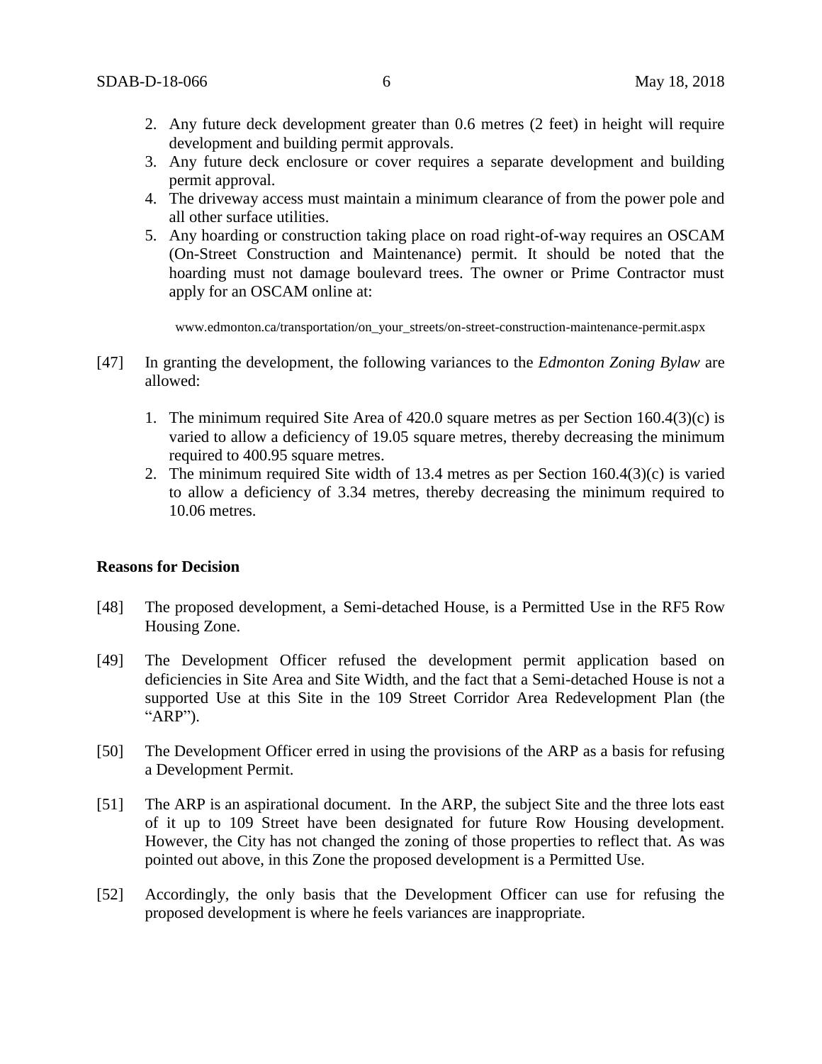2. Any future deck development greater than 0.6 metres (2 feet) in height will require development and building permit approvals.
3. Any future deck enclosure or cover requires a separate development and building permit approval.
4. The driveway access must maintain a minimum clearance of from the power pole and all other surface utilities.
5. Any hoarding or construction taking place on road right-of-way requires an OSCAM (On-Street Construction and Maintenance) permit. It should be noted that the hoarding must not damage boulevard trees. The owner or Prime Contractor must apply for an OSCAM online at:

   www.edmonton.ca/transportation/on_your_streets/on-street-construction-maintenance-permit.aspx

[47] In granting the development, the following variances to the *Edmonton Zoning Bylaw* are allowed:

1. The minimum required Site Area of 420.0 square metres as per Section 160.4(3)(c) is varied to allow a deficiency of 19.05 square metres, thereby decreasing the minimum required to 400.95 square metres.
2. The minimum required Site width of 13.4 metres as per Section 160.4(3)(c) is varied to allow a deficiency of 3.34 metres, thereby decreasing the minimum required to 10.06 metres.

**Reasons for Decision**

[48] The proposed development, a Semi-detached House, is a Permitted Use in the RF5 Row Housing Zone.

[49] The Development Officer refused the development permit application based on deficiencies in Site Area and Site Width, and the fact that a Semi-detached House is not a supported Use at this Site in the 109 Street Corridor Area Redevelopment Plan (the "ARP").

[50] The Development Officer erred in using the provisions of the ARP as a basis for refusing a Development Permit.

[51] The ARP is an aspirational document. In the ARP, the subject Site and the three lots east of it up to 109 Street have been designated for future Row Housing development. However, the City has not changed the zoning of those properties to reflect that. As was pointed out above, in this Zone the proposed development is a Permitted Use.

[52] Accordingly, the only basis that the Development Officer can use for refusing the proposed development is where he feels variances are inappropriate.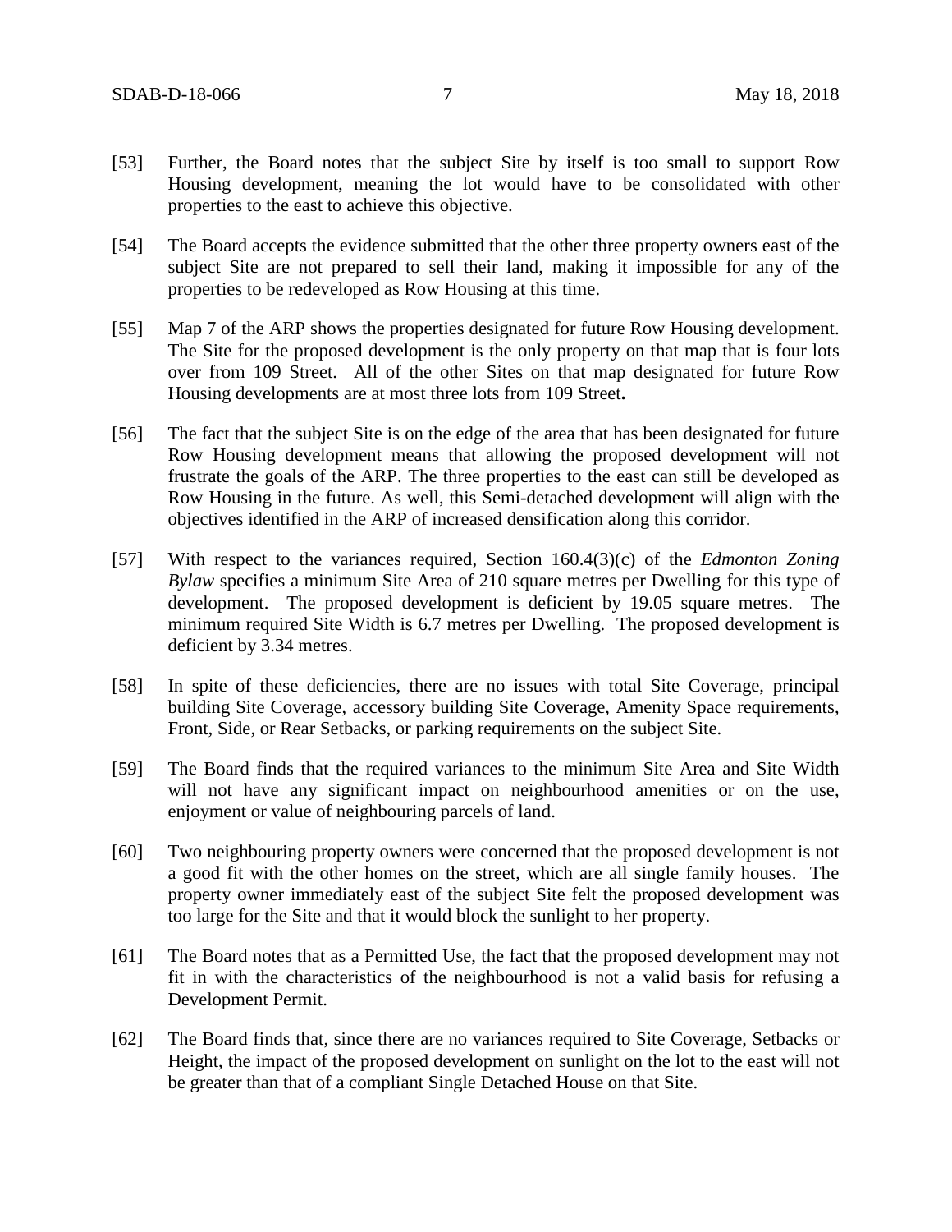[53] Further, the Board notes that the subject Site by itself is too small to support Row Housing development, meaning the lot would have to be consolidated with other properties to the east to achieve this objective.

[54] The Board accepts the evidence submitted that the other three property owners east of the subject Site are not prepared to sell their land, making it impossible for any of the properties to be redeveloped as Row Housing at this time.

[55] Map 7 of the ARP shows the properties designated for future Row Housing development. The Site for the proposed development is the only property on that map that is four lots over from 109 Street. All of the other Sites on that map designated for future Row Housing developments are at most three lots from 109 Street**.**

[56] The fact that the subject Site is on the edge of the area that has been designated for future Row Housing development means that allowing the proposed development will not frustrate the goals of the ARP. The three properties to the east can still be developed as Row Housing in the future. As well, this Semi-detached development will align with the objectives identified in the ARP of increased densification along this corridor.

[57] With respect to the variances required, Section 160.4(3)(c) of the *Edmonton Zoning Bylaw* specifies a minimum Site Area of 210 square metres per Dwelling for this type of development. The proposed development is deficient by 19.05 square metres. The minimum required Site Width is 6.7 metres per Dwelling. The proposed development is deficient by 3.34 metres.

[58] In spite of these deficiencies, there are no issues with total Site Coverage, principal building Site Coverage, accessory building Site Coverage, Amenity Space requirements, Front, Side, or Rear Setbacks, or parking requirements on the subject Site.

[59] The Board finds that the required variances to the minimum Site Area and Site Width will not have any significant impact on neighbourhood amenities or on the use, enjoyment or value of neighbouring parcels of land.

[60] Two neighbouring property owners were concerned that the proposed development is not a good fit with the other homes on the street, which are all single family houses. The property owner immediately east of the subject Site felt the proposed development was too large for the Site and that it would block the sunlight to her property.

[61] The Board notes that as a Permitted Use, the fact that the proposed development may not fit in with the characteristics of the neighbourhood is not a valid basis for refusing a Development Permit.

[62] The Board finds that, since there are no variances required to Site Coverage, Setbacks or Height, the impact of the proposed development on sunlight on the lot to the east will not be greater than that of a compliant Single Detached House on that Site.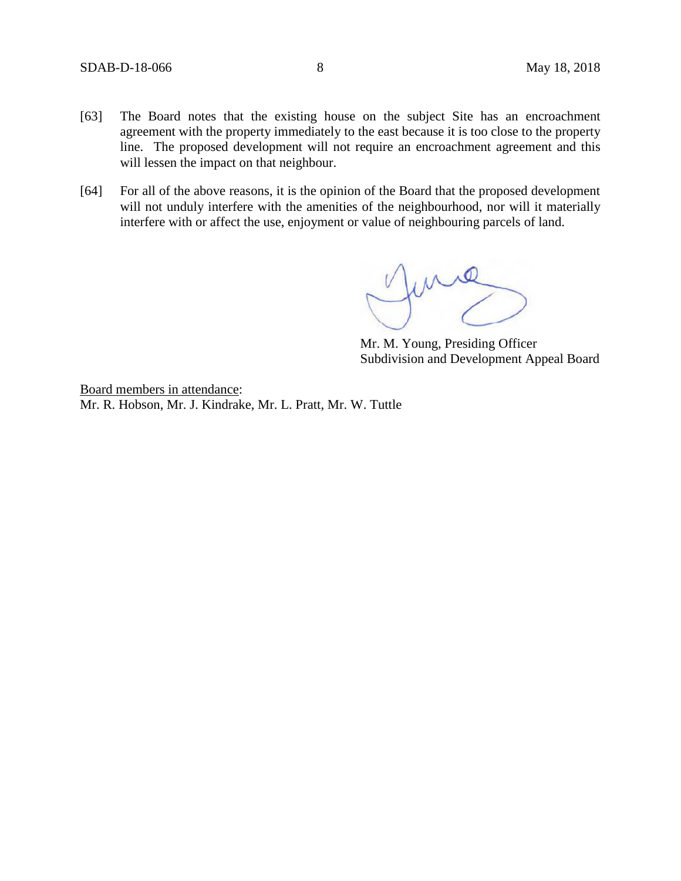[63] The Board notes that the existing house on the subject Site has an encroachment agreement with the property immediately to the east because it is too close to the property line. The proposed development will not require an encroachment agreement and this will lessen the impact on that neighbour.

[64] For all of the above reasons, it is the opinion of the Board that the proposed development will not unduly interfere with the amenities of the neighbourhood, nor will it materially interfere with or affect the use, enjoyment or value of neighbouring parcels of land.

Mr. M. Young, Presiding Officer
Subdivision and Development Appeal Board

Board members in attendance:
Mr. R. Hobson, Mr. J. Kindrake, Mr. L. Pratt, Mr. W. Tuttle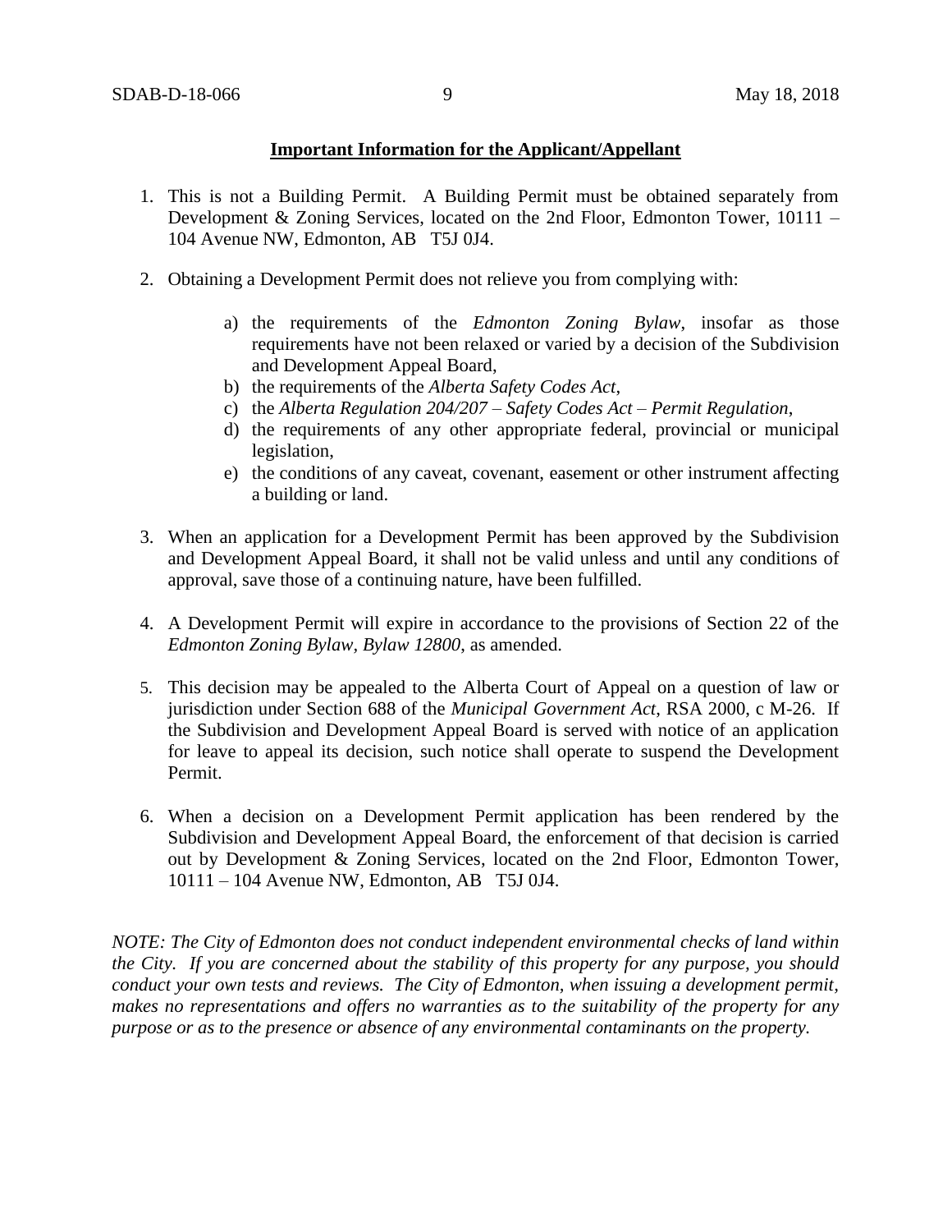**Important Information for the Applicant/Appellant**

1. This is not a Building Permit. A Building Permit must be obtained separately from Development & Zoning Services, located on the 2nd Floor, Edmonton Tower, 10111 – 104 Avenue NW, Edmonton, AB T5J 0J4.

2. Obtaining a Development Permit does not relieve you from complying with:

   a) the requirements of the *Edmonton Zoning Bylaw*, insofar as those requirements have not been relaxed or varied by a decision of the Subdivision and Development Appeal Board,
   b) the requirements of the *Alberta Safety Codes Act*,
   c) the *Alberta Regulation 204/207 – Safety Codes Act – Permit Regulation*,
   d) the requirements of any other appropriate federal, provincial or municipal legislation,
   e) the conditions of any caveat, covenant, easement or other instrument affecting a building or land.

3. When an application for a Development Permit has been approved by the Subdivision and Development Appeal Board, it shall not be valid unless and until any conditions of approval, save those of a continuing nature, have been fulfilled.

4. A Development Permit will expire in accordance to the provisions of Section 22 of the *Edmonton Zoning Bylaw, Bylaw 12800*, as amended.

5. This decision may be appealed to the Alberta Court of Appeal on a question of law or jurisdiction under Section 688 of the *Municipal Government Act*, RSA 2000, c M-26. If the Subdivision and Development Appeal Board is served with notice of an application for leave to appeal its decision, such notice shall operate to suspend the Development Permit.

6. When a decision on a Development Permit application has been rendered by the Subdivision and Development Appeal Board, the enforcement of that decision is carried out by Development & Zoning Services, located on the 2nd Floor, Edmonton Tower, 10111 – 104 Avenue NW, Edmonton, AB T5J 0J4.

*NOTE: The City of Edmonton does not conduct independent environmental checks of land within the City. If you are concerned about the stability of this property for any purpose, you should conduct your own tests and reviews. The City of Edmonton, when issuing a development permit, makes no representations and offers no warranties as to the suitability of the property for any purpose or as to the presence or absence of any environmental contaminants on the property.*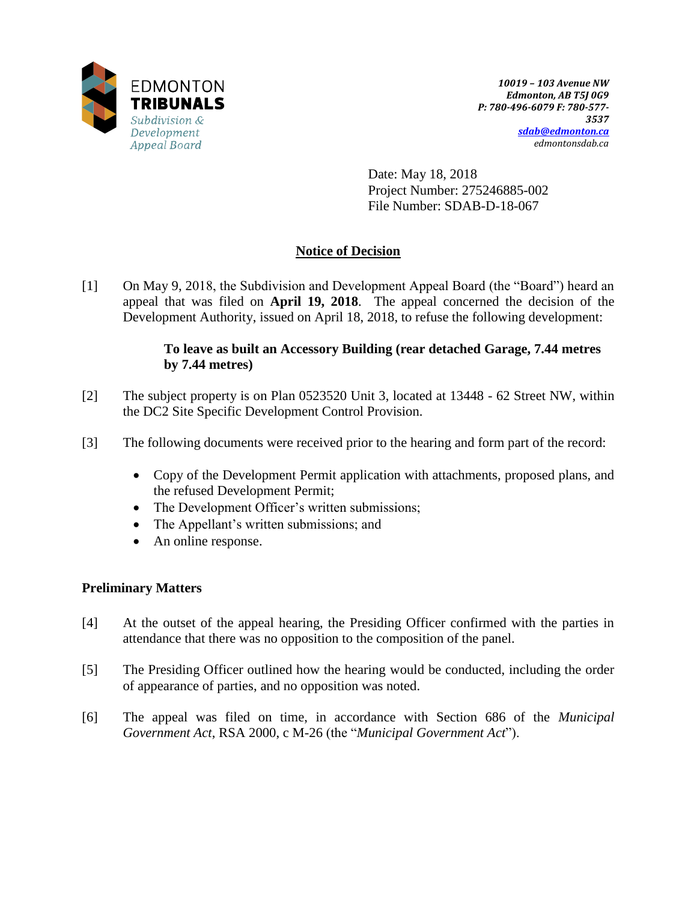EDMONTON
**TRIBUNALS**
*Subdivision & Development Appeal Board*

***10019 – 103 Avenue NW***
***Edmonton, AB T5J 0G9***
***P: 780-496-6079 F: 780-577-3537***
***sdab@edmonton.ca***
*edmontonsdab.ca*

Date: May 18, 2018
Project Number: 275246885-002
File Number: SDAB-D-18-067

## Notice of Decision

[1] On May 9, 2018, the Subdivision and Development Appeal Board (the "Board") heard an appeal that was filed on **April 19, 2018**. The appeal concerned the decision of the Development Authority, issued on April 18, 2018, to refuse the following development:

> **To leave as built an Accessory Building (rear detached Garage, 7.44 metres by 7.44 metres)**

[2] The subject property is on Plan 0523520 Unit 3, located at 13448 - 62 Street NW, within the DC2 Site Specific Development Control Provision.

[3] The following documents were received prior to the hearing and form part of the record:

- Copy of the Development Permit application with attachments, proposed plans, and the refused Development Permit;
- The Development Officer's written submissions;
- The Appellant's written submissions; and
- An online response.

### Preliminary Matters

[4] At the outset of the appeal hearing, the Presiding Officer confirmed with the parties in attendance that there was no opposition to the composition of the panel.

[5] The Presiding Officer outlined how the hearing would be conducted, including the order of appearance of parties, and no opposition was noted.

[6] The appeal was filed on time, in accordance with Section 686 of the *Municipal Government Act*, RSA 2000, c M-26 (the "*Municipal Government Act*").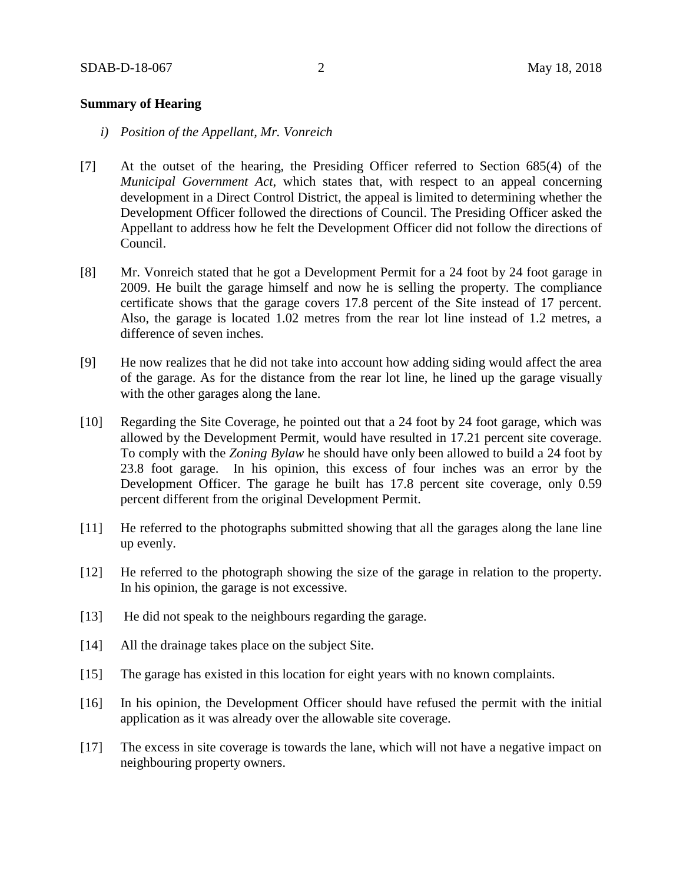**Summary of Hearing**

*i) Position of the Appellant, Mr. Vonreich*

[7] At the outset of the hearing, the Presiding Officer referred to Section 685(4) of the *Municipal Government Act*, which states that, with respect to an appeal concerning development in a Direct Control District, the appeal is limited to determining whether the Development Officer followed the directions of Council. The Presiding Officer asked the Appellant to address how he felt the Development Officer did not follow the directions of Council.

[8] Mr. Vonreich stated that he got a Development Permit for a 24 foot by 24 foot garage in 2009. He built the garage himself and now he is selling the property. The compliance certificate shows that the garage covers 17.8 percent of the Site instead of 17 percent. Also, the garage is located 1.02 metres from the rear lot line instead of 1.2 metres, a difference of seven inches.

[9] He now realizes that he did not take into account how adding siding would affect the area of the garage. As for the distance from the rear lot line, he lined up the garage visually with the other garages along the lane.

[10] Regarding the Site Coverage, he pointed out that a 24 foot by 24 foot garage, which was allowed by the Development Permit, would have resulted in 17.21 percent site coverage. To comply with the *Zoning Bylaw* he should have only been allowed to build a 24 foot by 23.8 foot garage. In his opinion, this excess of four inches was an error by the Development Officer. The garage he built has 17.8 percent site coverage, only 0.59 percent different from the original Development Permit.

[11] He referred to the photographs submitted showing that all the garages along the lane line up evenly.

[12] He referred to the photograph showing the size of the garage in relation to the property. In his opinion, the garage is not excessive.

[13] He did not speak to the neighbours regarding the garage.

[14] All the drainage takes place on the subject Site.

[15] The garage has existed in this location for eight years with no known complaints.

[16] In his opinion, the Development Officer should have refused the permit with the initial application as it was already over the allowable site coverage.

[17] The excess in site coverage is towards the lane, which will not have a negative impact on neighbouring property owners.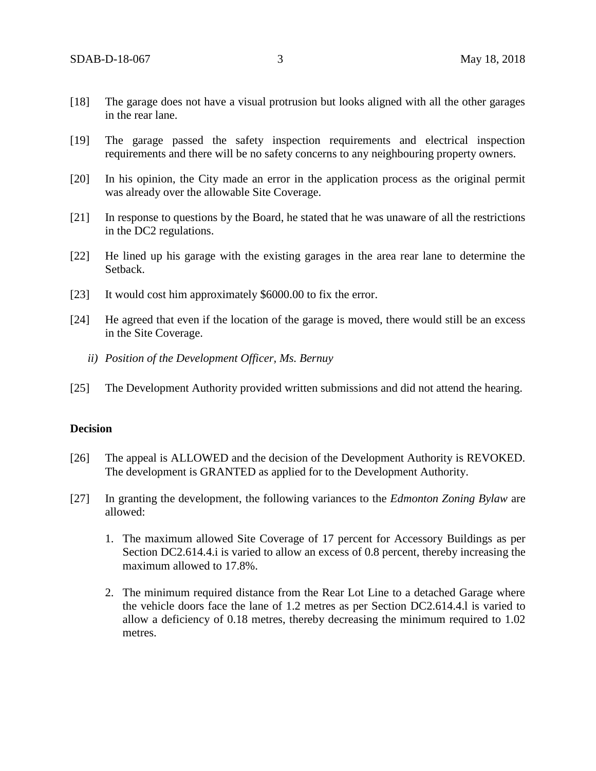[18] The garage does not have a visual protrusion but looks aligned with all the other garages in the rear lane.

[19] The garage passed the safety inspection requirements and electrical inspection requirements and there will be no safety concerns to any neighbouring property owners.

[20] In his opinion, the City made an error in the application process as the original permit was already over the allowable Site Coverage.

[21] In response to questions by the Board, he stated that he was unaware of all the restrictions in the DC2 regulations.

[22] He lined up his garage with the existing garages in the area rear lane to determine the Setback.

[23] It would cost him approximately $6000.00 to fix the error.

[24] He agreed that even if the location of the garage is moved, there would still be an excess in the Site Coverage.

*ii) Position of the Development Officer, Ms. Bernuy*

[25] The Development Authority provided written submissions and did not attend the hearing.

**Decision**

[26] The appeal is ALLOWED and the decision of the Development Authority is REVOKED. The development is GRANTED as applied for to the Development Authority.

[27] In granting the development, the following variances to the *Edmonton Zoning Bylaw* are allowed:

1. The maximum allowed Site Coverage of 17 percent for Accessory Buildings as per Section DC2.614.4.i is varied to allow an excess of 0.8 percent, thereby increasing the maximum allowed to 17.8%.

2. The minimum required distance from the Rear Lot Line to a detached Garage where the vehicle doors face the lane of 1.2 metres as per Section DC2.614.4.l is varied to allow a deficiency of 0.18 metres, thereby decreasing the minimum required to 1.02 metres.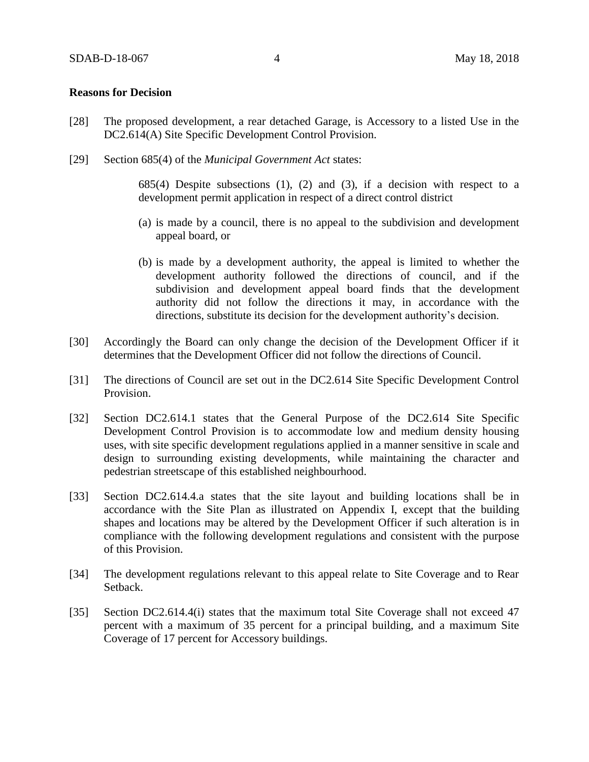**Reasons for Decision**

[28] The proposed development, a rear detached Garage, is Accessory to a listed Use in the DC2.614(A) Site Specific Development Control Provision.

[29] Section 685(4) of the *Municipal Government Act* states:

> 685(4) Despite subsections (1), (2) and (3), if a decision with respect to a development permit application in respect of a direct control district
>
> (a) is made by a council, there is no appeal to the subdivision and development appeal board, or
>
> (b) is made by a development authority, the appeal is limited to whether the development authority followed the directions of council, and if the subdivision and development appeal board finds that the development authority did not follow the directions it may, in accordance with the directions, substitute its decision for the development authority's decision.

[30] Accordingly the Board can only change the decision of the Development Officer if it determines that the Development Officer did not follow the directions of Council.

[31] The directions of Council are set out in the DC2.614 Site Specific Development Control Provision.

[32] Section DC2.614.1 states that the General Purpose of the DC2.614 Site Specific Development Control Provision is to accommodate low and medium density housing uses, with site specific development regulations applied in a manner sensitive in scale and design to surrounding existing developments, while maintaining the character and pedestrian streetscape of this established neighbourhood.

[33] Section DC2.614.4.a states that the site layout and building locations shall be in accordance with the Site Plan as illustrated on Appendix I, except that the building shapes and locations may be altered by the Development Officer if such alteration is in compliance with the following development regulations and consistent with the purpose of this Provision.

[34] The development regulations relevant to this appeal relate to Site Coverage and to Rear Setback.

[35] Section DC2.614.4(i) states that the maximum total Site Coverage shall not exceed 47 percent with a maximum of 35 percent for a principal building, and a maximum Site Coverage of 17 percent for Accessory buildings.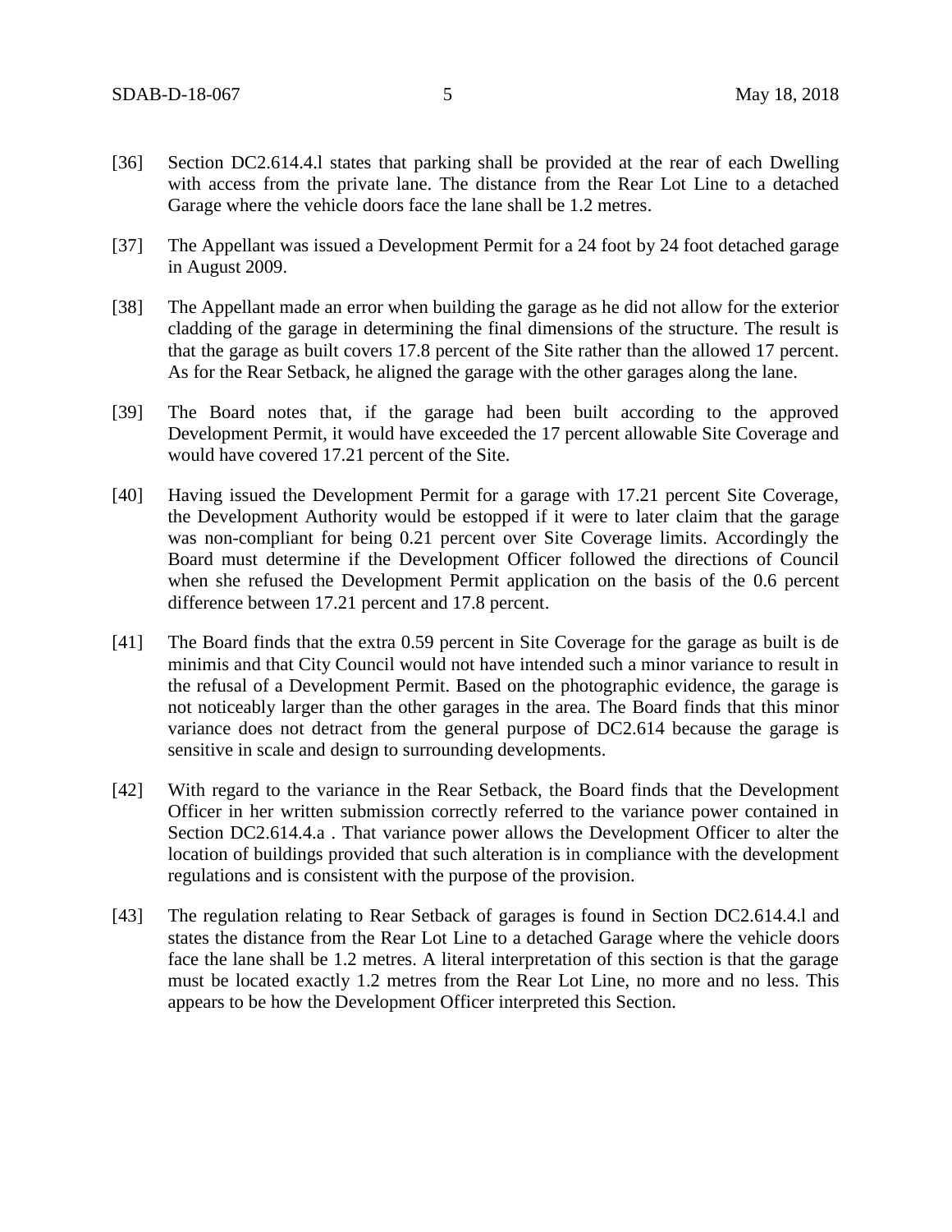[36] Section DC2.614.4.l states that parking shall be provided at the rear of each Dwelling with access from the private lane. The distance from the Rear Lot Line to a detached Garage where the vehicle doors face the lane shall be 1.2 metres.

[37] The Appellant was issued a Development Permit for a 24 foot by 24 foot detached garage in August 2009.

[38] The Appellant made an error when building the garage as he did not allow for the exterior cladding of the garage in determining the final dimensions of the structure. The result is that the garage as built covers 17.8 percent of the Site rather than the allowed 17 percent. As for the Rear Setback, he aligned the garage with the other garages along the lane.

[39] The Board notes that, if the garage had been built according to the approved Development Permit, it would have exceeded the 17 percent allowable Site Coverage and would have covered 17.21 percent of the Site.

[40] Having issued the Development Permit for a garage with 17.21 percent Site Coverage, the Development Authority would be estopped if it were to later claim that the garage was non-compliant for being 0.21 percent over Site Coverage limits. Accordingly the Board must determine if the Development Officer followed the directions of Council when she refused the Development Permit application on the basis of the 0.6 percent difference between 17.21 percent and 17.8 percent.

[41] The Board finds that the extra 0.59 percent in Site Coverage for the garage as built is de minimis and that City Council would not have intended such a minor variance to result in the refusal of a Development Permit. Based on the photographic evidence, the garage is not noticeably larger than the other garages in the area. The Board finds that this minor variance does not detract from the general purpose of DC2.614 because the garage is sensitive in scale and design to surrounding developments.

[42] With regard to the variance in the Rear Setback, the Board finds that the Development Officer in her written submission correctly referred to the variance power contained in Section DC2.614.4.a . That variance power allows the Development Officer to alter the location of buildings provided that such alteration is in compliance with the development regulations and is consistent with the purpose of the provision.

[43] The regulation relating to Rear Setback of garages is found in Section DC2.614.4.l and states the distance from the Rear Lot Line to a detached Garage where the vehicle doors face the lane shall be 1.2 metres. A literal interpretation of this section is that the garage must be located exactly 1.2 metres from the Rear Lot Line, no more and no less. This appears to be how the Development Officer interpreted this Section.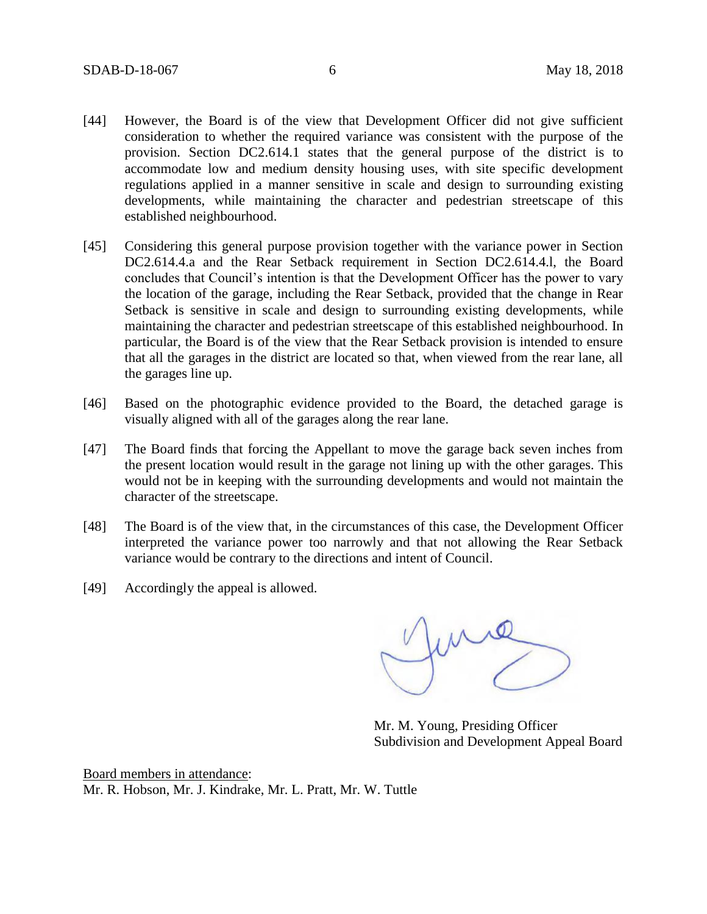[44] However, the Board is of the view that Development Officer did not give sufficient consideration to whether the required variance was consistent with the purpose of the provision. Section DC2.614.1 states that the general purpose of the district is to accommodate low and medium density housing uses, with site specific development regulations applied in a manner sensitive in scale and design to surrounding existing developments, while maintaining the character and pedestrian streetscape of this established neighbourhood.

[45] Considering this general purpose provision together with the variance power in Section DC2.614.4.a and the Rear Setback requirement in Section DC2.614.4.l, the Board concludes that Council's intention is that the Development Officer has the power to vary the location of the garage, including the Rear Setback, provided that the change in Rear Setback is sensitive in scale and design to surrounding existing developments, while maintaining the character and pedestrian streetscape of this established neighbourhood. In particular, the Board is of the view that the Rear Setback provision is intended to ensure that all the garages in the district are located so that, when viewed from the rear lane, all the garages line up.

[46] Based on the photographic evidence provided to the Board, the detached garage is visually aligned with all of the garages along the rear lane.

[47] The Board finds that forcing the Appellant to move the garage back seven inches from the present location would result in the garage not lining up with the other garages. This would not be in keeping with the surrounding developments and would not maintain the character of the streetscape.

[48] The Board is of the view that, in the circumstances of this case, the Development Officer interpreted the variance power too narrowly and that not allowing the Rear Setback variance would be contrary to the directions and intent of Council.

[49] Accordingly the appeal is allowed.

Mr. M. Young, Presiding Officer
Subdivision and Development Appeal Board

<u>Board members in attendance</u>:
Mr. R. Hobson, Mr. J. Kindrake, Mr. L. Pratt, Mr. W. Tuttle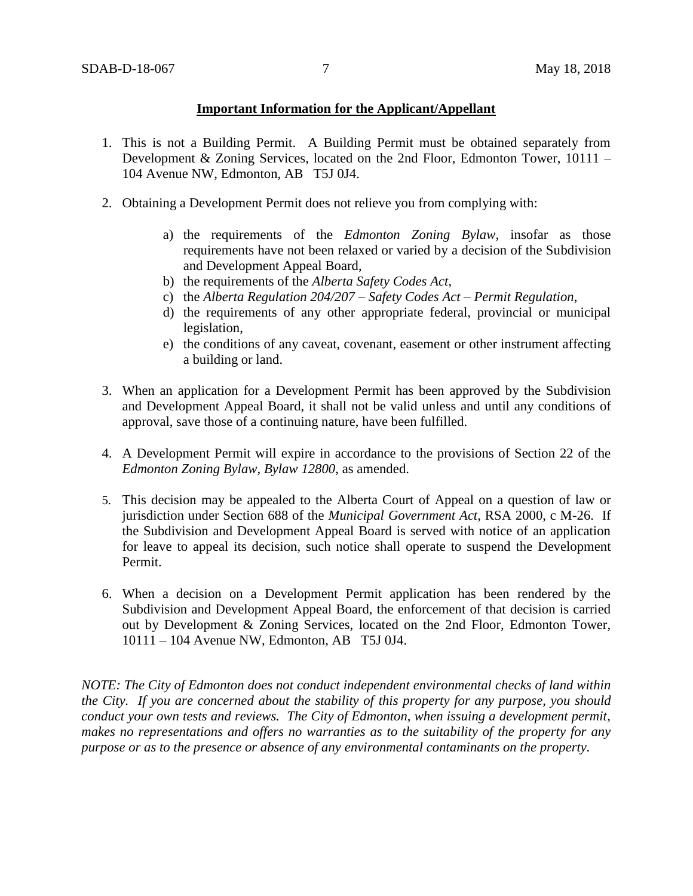**Important Information for the Applicant/Appellant**

1. This is not a Building Permit. A Building Permit must be obtained separately from Development & Zoning Services, located on the 2nd Floor, Edmonton Tower, 10111 – 104 Avenue NW, Edmonton, AB T5J 0J4.

2. Obtaining a Development Permit does not relieve you from complying with:

    a) the requirements of the *Edmonton Zoning Bylaw*, insofar as those requirements have not been relaxed or varied by a decision of the Subdivision and Development Appeal Board,
    b) the requirements of the *Alberta Safety Codes Act*,
    c) the *Alberta Regulation 204/207 – Safety Codes Act – Permit Regulation*,
    d) the requirements of any other appropriate federal, provincial or municipal legislation,
    e) the conditions of any caveat, covenant, easement or other instrument affecting a building or land.

3. When an application for a Development Permit has been approved by the Subdivision and Development Appeal Board, it shall not be valid unless and until any conditions of approval, save those of a continuing nature, have been fulfilled.

4. A Development Permit will expire in accordance to the provisions of Section 22 of the *Edmonton Zoning Bylaw, Bylaw 12800*, as amended.

5. This decision may be appealed to the Alberta Court of Appeal on a question of law or jurisdiction under Section 688 of the *Municipal Government Act*, RSA 2000, c M-26. If the Subdivision and Development Appeal Board is served with notice of an application for leave to appeal its decision, such notice shall operate to suspend the Development Permit.

6. When a decision on a Development Permit application has been rendered by the Subdivision and Development Appeal Board, the enforcement of that decision is carried out by Development & Zoning Services, located on the 2nd Floor, Edmonton Tower, 10111 – 104 Avenue NW, Edmonton, AB T5J 0J4.

*NOTE: The City of Edmonton does not conduct independent environmental checks of land within the City. If you are concerned about the stability of this property for any purpose, you should conduct your own tests and reviews. The City of Edmonton, when issuing a development permit, makes no representations and offers no warranties as to the suitability of the property for any purpose or as to the presence or absence of any environmental contaminants on the property.*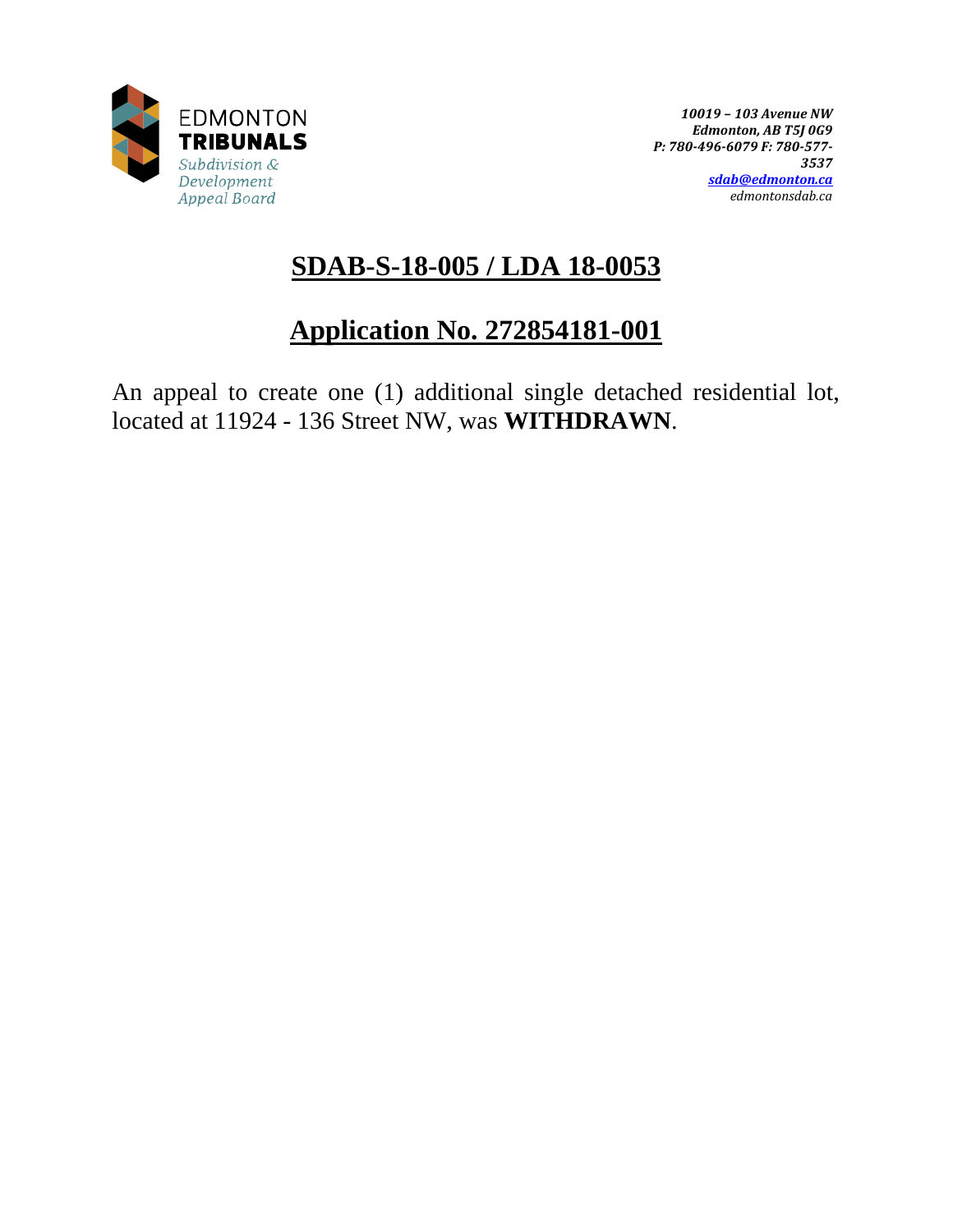EDMONTON
**TRIBUNALS**
*Subdivision & Development Appeal Board*

*10019 – 103 Avenue NW*
*Edmonton, AB T5J 0G9*
*P: 780-496-6079 F: 780-577-3537*
*sdab@edmonton.ca*
*edmontonsdab.ca*

# SDAB-S-18-005 / LDA 18-0053

# Application No. 272854181-001

An appeal to create one (1) additional single detached residential lot, located at 11924 - 136 Street NW, was **WITHDRAWN**.